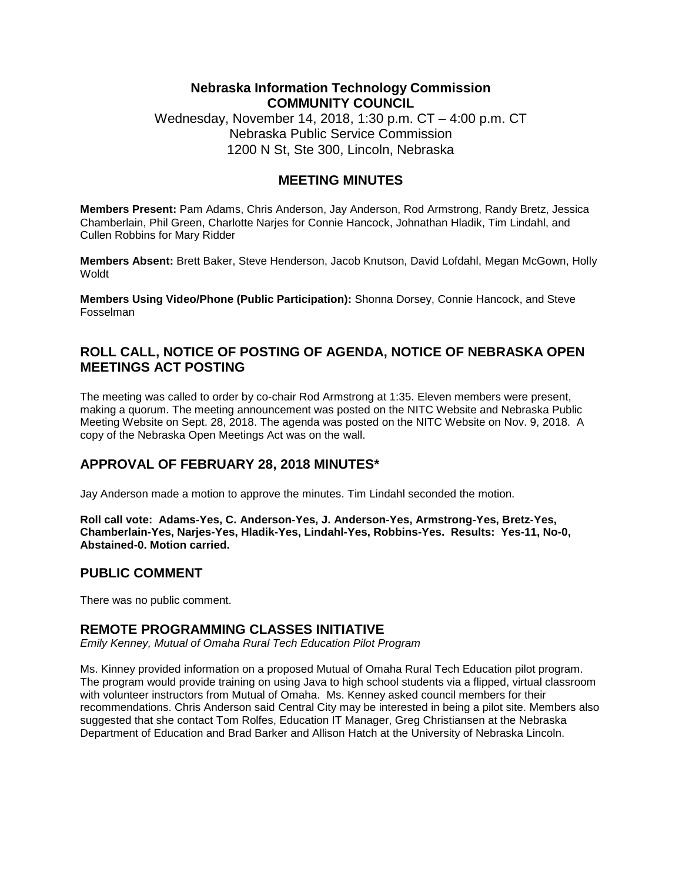**Nebraska Information Technology Commission**
**COMMUNITY COUNCIL**

Wednesday, November 14, 2018, 1:30 p.m. CT – 4:00 p.m. CT
Nebraska Public Service Commission
1200 N St, Ste 300, Lincoln, Nebraska

## MEETING MINUTES

**Members Present:** Pam Adams, Chris Anderson, Jay Anderson, Rod Armstrong, Randy Bretz, Jessica Chamberlain, Phil Green, Charlotte Narjes for Connie Hancock, Johnathan Hladik, Tim Lindahl, and Cullen Robbins for Mary Ridder

**Members Absent:** Brett Baker, Steve Henderson, Jacob Knutson, David Lofdahl, Megan McGown, Holly Woldt

**Members Using Video/Phone (Public Participation):** Shonna Dorsey, Connie Hancock, and Steve Fosselman

## ROLL CALL, NOTICE OF POSTING OF AGENDA, NOTICE OF NEBRASKA OPEN MEETINGS ACT POSTING

The meeting was called to order by co-chair Rod Armstrong at 1:35. Eleven members were present, making a quorum. The meeting announcement was posted on the NITC Website and Nebraska Public Meeting Website on Sept. 28, 2018. The agenda was posted on the NITC Website on Nov. 9, 2018. A copy of the Nebraska Open Meetings Act was on the wall.

## APPROVAL OF FEBRUARY 28, 2018 MINUTES*

Jay Anderson made a motion to approve the minutes. Tim Lindahl seconded the motion.

**Roll call vote: Adams-Yes, C. Anderson-Yes, J. Anderson-Yes, Armstrong-Yes, Bretz-Yes, Chamberlain-Yes, Narjes-Yes, Hladik-Yes, Lindahl-Yes, Robbins-Yes. Results: Yes-11, No-0, Abstained-0. Motion carried.**

## PUBLIC COMMENT

There was no public comment.

## REMOTE PROGRAMMING CLASSES INITIATIVE

*Emily Kenney, Mutual of Omaha Rural Tech Education Pilot Program*

Ms. Kinney provided information on a proposed Mutual of Omaha Rural Tech Education pilot program. The program would provide training on using Java to high school students via a flipped, virtual classroom with volunteer instructors from Mutual of Omaha. Ms. Kenney asked council members for their recommendations. Chris Anderson said Central City may be interested in being a pilot site. Members also suggested that she contact Tom Rolfes, Education IT Manager, Greg Christiansen at the Nebraska Department of Education and Brad Barker and Allison Hatch at the University of Nebraska Lincoln.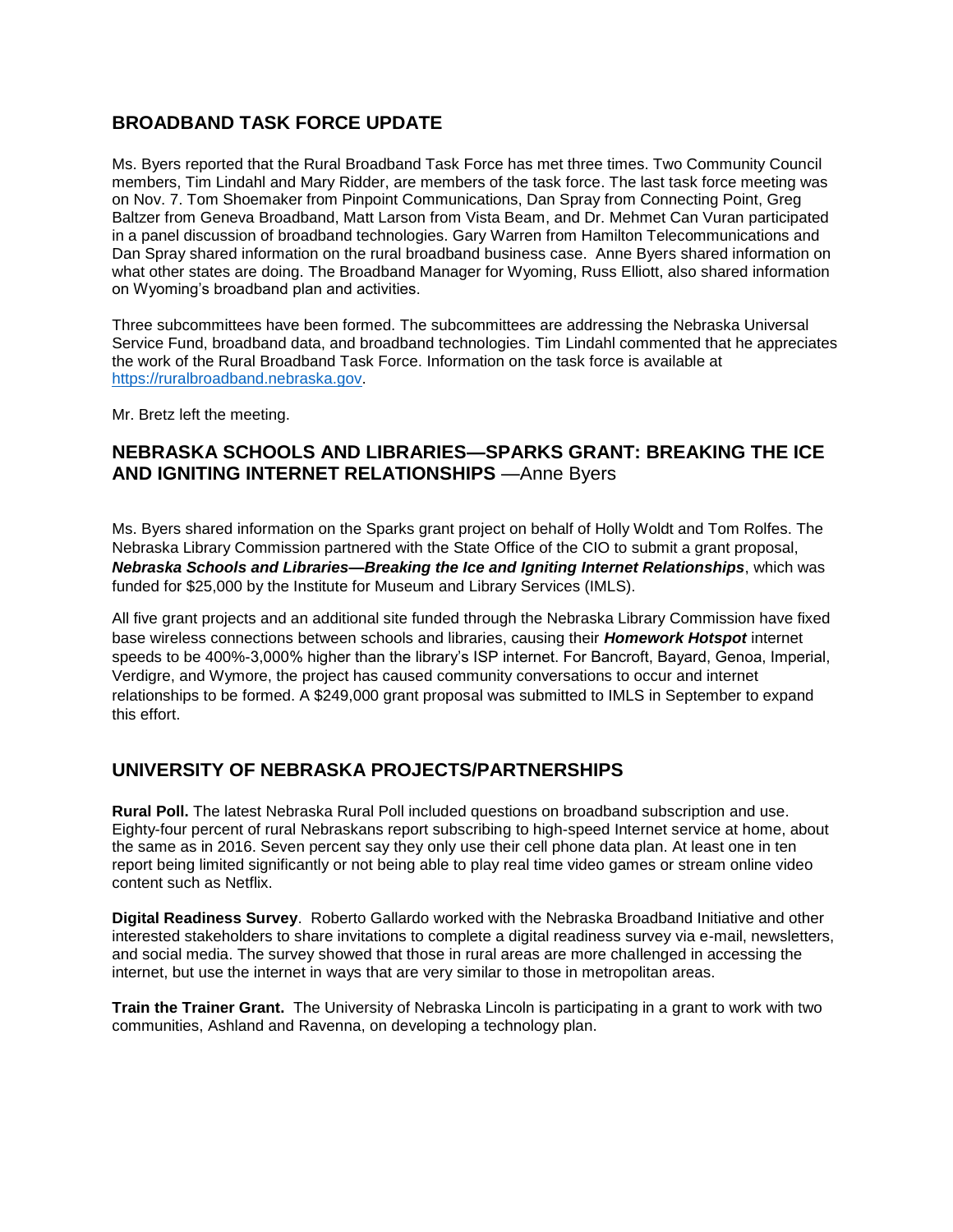## BROADBAND TASK FORCE UPDATE

Ms. Byers reported that the Rural Broadband Task Force has met three times. Two Community Council members, Tim Lindahl and Mary Ridder, are members of the task force. The last task force meeting was on Nov. 7. Tom Shoemaker from Pinpoint Communications, Dan Spray from Connecting Point, Greg Baltzer from Geneva Broadband, Matt Larson from Vista Beam, and Dr. Mehmet Can Vuran participated in a panel discussion of broadband technologies. Gary Warren from Hamilton Telecommunications and Dan Spray shared information on the rural broadband business case. Anne Byers shared information on what other states are doing. The Broadband Manager for Wyoming, Russ Elliott, also shared information on Wyoming's broadband plan and activities.

Three subcommittees have been formed. The subcommittees are addressing the Nebraska Universal Service Fund, broadband data, and broadband technologies. Tim Lindahl commented that he appreciates the work of the Rural Broadband Task Force. Information on the task force is available at https://ruralbroadband.nebraska.gov.

Mr. Bretz left the meeting.

## NEBRASKA SCHOOLS AND LIBRARIES—SPARKS GRANT: BREAKING THE ICE AND IGNITING INTERNET RELATIONSHIPS —Anne Byers

Ms. Byers shared information on the Sparks grant project on behalf of Holly Woldt and Tom Rolfes. The Nebraska Library Commission partnered with the State Office of the CIO to submit a grant proposal, ***Nebraska Schools and Libraries—Breaking the Ice and Igniting Internet Relationships***, which was funded for $25,000 by the Institute for Museum and Library Services (IMLS).

All five grant projects and an additional site funded through the Nebraska Library Commission have fixed base wireless connections between schools and libraries, causing their ***Homework Hotspot*** internet speeds to be 400%-3,000% higher than the library's ISP internet. For Bancroft, Bayard, Genoa, Imperial, Verdigre, and Wymore, the project has caused community conversations to occur and internet relationships to be formed. A $249,000 grant proposal was submitted to IMLS in September to expand this effort.

## UNIVERSITY OF NEBRASKA PROJECTS/PARTNERSHIPS

**Rural Poll.** The latest Nebraska Rural Poll included questions on broadband subscription and use. Eighty-four percent of rural Nebraskans report subscribing to high-speed Internet service at home, about the same as in 2016. Seven percent say they only use their cell phone data plan. At least one in ten report being limited significantly or not being able to play real time video games or stream online video content such as Netflix.

**Digital Readiness Survey**. Roberto Gallardo worked with the Nebraska Broadband Initiative and other interested stakeholders to share invitations to complete a digital readiness survey via e-mail, newsletters, and social media. The survey showed that those in rural areas are more challenged in accessing the internet, but use the internet in ways that are very similar to those in metropolitan areas.

**Train the Trainer Grant.** The University of Nebraska Lincoln is participating in a grant to work with two communities, Ashland and Ravenna, on developing a technology plan.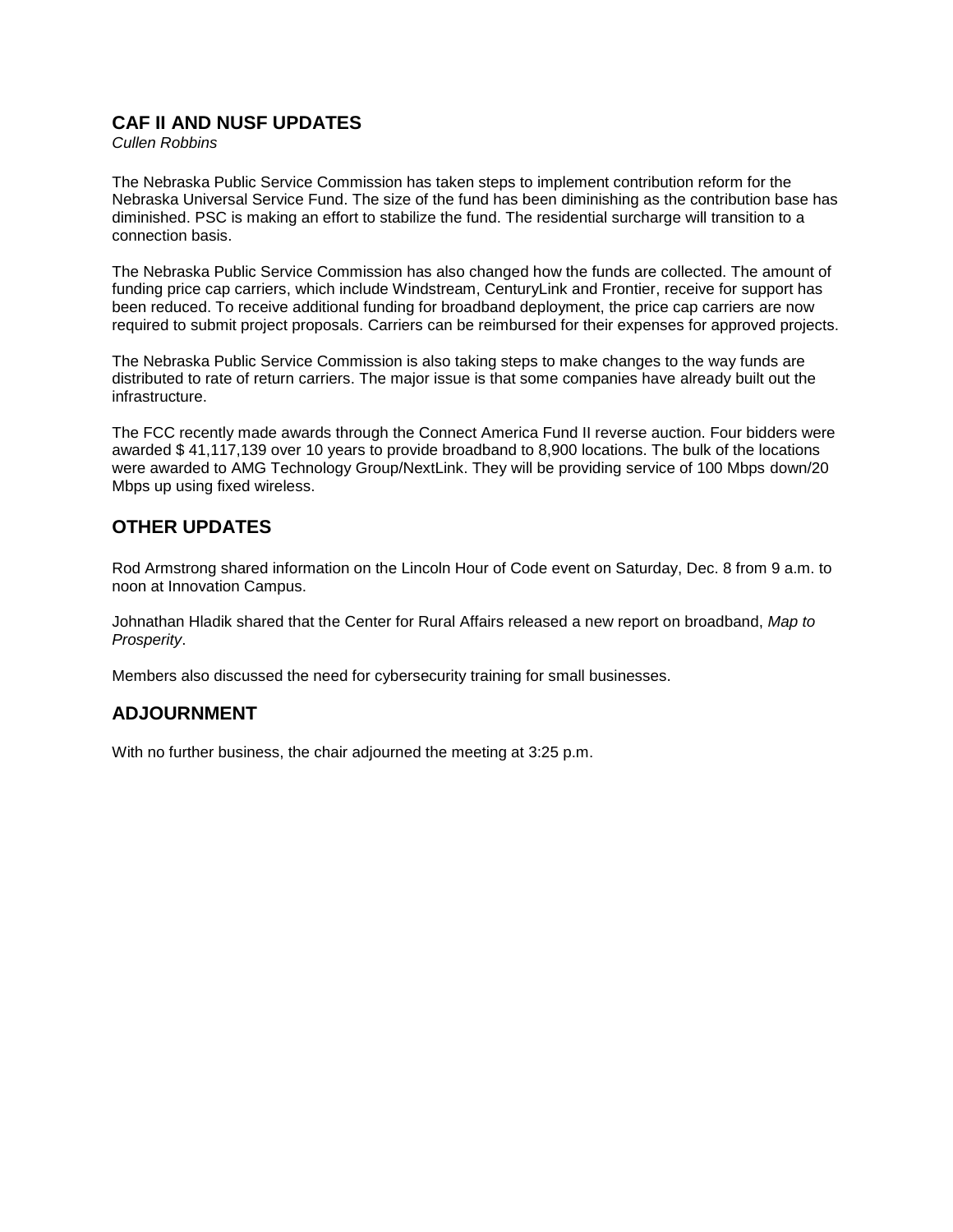## CAF II AND NUSF UPDATES

*Cullen Robbins*

The Nebraska Public Service Commission has taken steps to implement contribution reform for the Nebraska Universal Service Fund. The size of the fund has been diminishing as the contribution base has diminished. PSC is making an effort to stabilize the fund. The residential surcharge will transition to a connection basis.

The Nebraska Public Service Commission has also changed how the funds are collected. The amount of funding price cap carriers, which include Windstream, CenturyLink and Frontier, receive for support has been reduced. To receive additional funding for broadband deployment, the price cap carriers are now required to submit project proposals. Carriers can be reimbursed for their expenses for approved projects.

The Nebraska Public Service Commission is also taking steps to make changes to the way funds are distributed to rate of return carriers. The major issue is that some companies have already built out the infrastructure.

The FCC recently made awards through the Connect America Fund II reverse auction. Four bidders were awarded $ 41,117,139 over 10 years to provide broadband to 8,900 locations. The bulk of the locations were awarded to AMG Technology Group/NextLink. They will be providing service of 100 Mbps down/20 Mbps up using fixed wireless.

## OTHER UPDATES

Rod Armstrong shared information on the Lincoln Hour of Code event on Saturday, Dec. 8 from 9 a.m. to noon at Innovation Campus.

Johnathan Hladik shared that the Center for Rural Affairs released a new report on broadband, *Map to Prosperity*.

Members also discussed the need for cybersecurity training for small businesses.

## ADJOURNMENT

With no further business, the chair adjourned the meeting at 3:25 p.m.